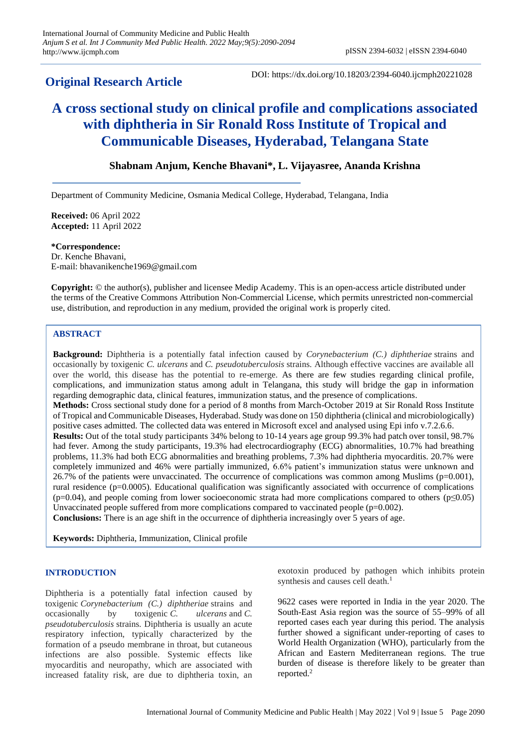## Original Research Article

DOI: https://dx.doi.org/10.18203/2394-6040.ijcmph20221028

# A cross sectional study on clinical profile and complications associated with diphtheria in Sir Ronald Ross Institute of Tropical and Communicable Diseases, Hyderabad, Telangana State

**Shabnam Anjum, Kenche Bhavani\*, L. Vijayasree, Ananda Krishna**

Department of Community Medicine, Osmania Medical College, Hyderabad, Telangana, India

**Received:** 06 April 2022
**Accepted:** 11 April 2022

**\*Correspondence:**
Dr. Kenche Bhavani,
E-mail: bhavanikenche1969@gmail.com

**Copyright:** © the author(s), publisher and licensee Medip Academy. This is an open-access article distributed under the terms of the Creative Commons Attribution Non-Commercial License, which permits unrestricted non-commercial use, distribution, and reproduction in any medium, provided the original work is properly cited.

## ABSTRACT

**Background:** Diphtheria is a potentially fatal infection caused by *Corynebacterium (C.) diphtheriae* strains and occasionally by toxigenic *C. ulcerans* and *C. pseudotuberculosis* strains. Although effective vaccines are available all over the world, this disease has the potential to re-emerge. As there are few studies regarding clinical profile, complications, and immunization status among adult in Telangana, this study will bridge the gap in information regarding demographic data, clinical features, immunization status, and the presence of complications.

**Methods:** Cross sectional study done for a period of 8 months from March-October 2019 at Sir Ronald Ross Institute of Tropical and Communicable Diseases, Hyderabad. Study was done on 150 diphtheria (clinical and microbiologically) positive cases admitted. The collected data was entered in Microsoft excel and analysed using Epi info v.7.2.6.6.

**Results:** Out of the total study participants 34% belong to 10-14 years age group 99.3% had patch over tonsil, 98.7% had fever. Among the study participants, 19.3% had electrocardiography (ECG) abnormalities, 10.7% had breathing problems, 11.3% had both ECG abnormalities and breathing problems, 7.3% had diphtheria myocarditis. 20.7% were completely immunized and 46% were partially immunized, 6.6% patient's immunization status were unknown and 26.7% of the patients were unvaccinated. The occurrence of complications was common among Muslims (p=0.001), rural residence (p=0.0005). Educational qualification was significantly associated with occurrence of complications (p=0.04), and people coming from lower socioeconomic strata had more complications compared to others (p≤0.05) Unvaccinated people suffered from more complications compared to vaccinated people (p=0.002).

**Conclusions:** There is an age shift in the occurrence of diphtheria increasingly over 5 years of age.

**Keywords:** Diphtheria, Immunization, Clinical profile

## INTRODUCTION

Diphtheria is a potentially fatal infection caused by toxigenic *Corynebacterium (C.) diphtheriae* strains and occasionally by toxigenic *C. ulcerans* and *C. pseudotuberculosis* strains. Diphtheria is usually an acute respiratory infection, typically characterized by the formation of a pseudo membrane in throat, but cutaneous infections are also possible. Systemic effects like myocarditis and neuropathy, which are associated with increased fatality risk, are due to diphtheria toxin, an exotoxin produced by pathogen which inhibits protein synthesis and causes cell death.[1]

9622 cases were reported in India in the year 2020. The South-East Asia region was the source of 55–99% of all reported cases each year during this period. The analysis further showed a significant under-reporting of cases to World Health Organization (WHO), particularly from the African and Eastern Mediterranean regions. The true burden of disease is therefore likely to be greater than reported.[2]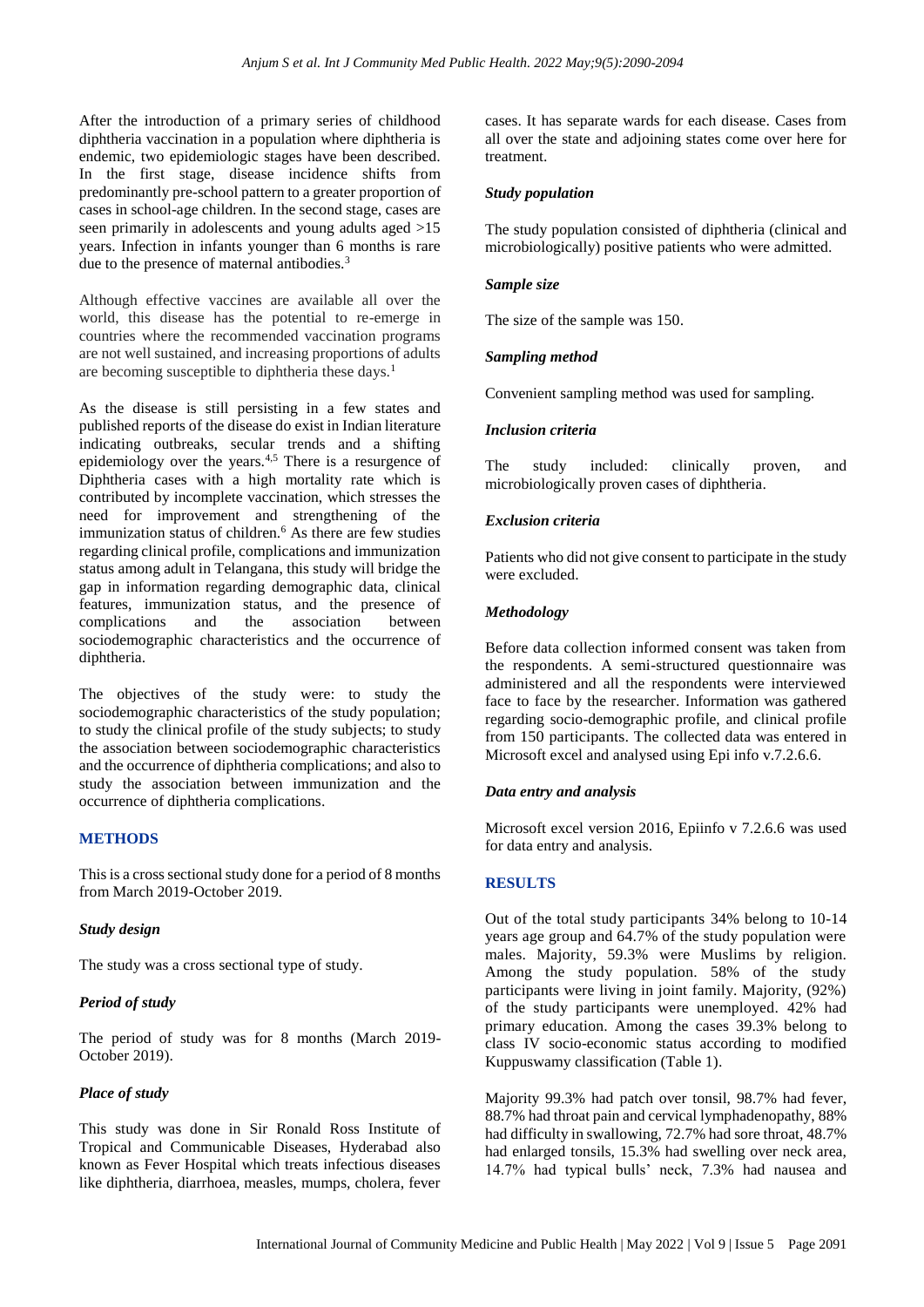After the introduction of a primary series of childhood diphtheria vaccination in a population where diphtheria is endemic, two epidemiologic stages have been described. In the first stage, disease incidence shifts from predominantly pre-school pattern to a greater proportion of cases in school-age children. In the second stage, cases are seen primarily in adolescents and young adults aged >15 years. Infection in infants younger than 6 months is rare due to the presence of maternal antibodies.[3]

Although effective vaccines are available all over the world, this disease has the potential to re-emerge in countries where the recommended vaccination programs are not well sustained, and increasing proportions of adults are becoming susceptible to diphtheria these days.[1]

As the disease is still persisting in a few states and published reports of the disease do exist in Indian literature indicating outbreaks, secular trends and a shifting epidemiology over the years.[4,5] There is a resurgence of Diphtheria cases with a high mortality rate which is contributed by incomplete vaccination, which stresses the need for improvement and strengthening of the immunization status of children.[6] As there are few studies regarding clinical profile, complications and immunization status among adult in Telangana, this study will bridge the gap in information regarding demographic data, clinical features, immunization status, and the presence of complications and the association between sociodemographic characteristics and the occurrence of diphtheria.

The objectives of the study were: to study the sociodemographic characteristics of the study population; to study the clinical profile of the study subjects; to study the association between sociodemographic characteristics and the occurrence of diphtheria complications; and also to study the association between immunization and the occurrence of diphtheria complications.

## METHODS

This is a cross sectional study done for a period of 8 months from March 2019-October 2019.

### *Study design*

The study was a cross sectional type of study.

### *Period of study*

The period of study was for 8 months (March 2019-October 2019).

### *Place of study*

This study was done in Sir Ronald Ross Institute of Tropical and Communicable Diseases, Hyderabad also known as Fever Hospital which treats infectious diseases like diphtheria, diarrhoea, measles, mumps, cholera, fever cases. It has separate wards for each disease. Cases from all over the state and adjoining states come over here for treatment.

### *Study population*

The study population consisted of diphtheria (clinical and microbiologically) positive patients who were admitted.

### *Sample size*

The size of the sample was 150.

### *Sampling method*

Convenient sampling method was used for sampling.

### *Inclusion criteria*

The study included: clinically proven, and microbiologically proven cases of diphtheria.

### *Exclusion criteria*

Patients who did not give consent to participate in the study were excluded.

### *Methodology*

Before data collection informed consent was taken from the respondents. A semi-structured questionnaire was administered and all the respondents were interviewed face to face by the researcher. Information was gathered regarding socio-demographic profile, and clinical profile from 150 participants. The collected data was entered in Microsoft excel and analysed using Epi info v.7.2.6.6.

### *Data entry and analysis*

Microsoft excel version 2016, Epiinfo v 7.2.6.6 was used for data entry and analysis.

## RESULTS

Out of the total study participants 34% belong to 10-14 years age group and 64.7% of the study population were males. Majority, 59.3% were Muslims by religion. Among the study population. 58% of the study participants were living in joint family. Majority, (92%) of the study participants were unemployed. 42% had primary education. Among the cases 39.3% belong to class IV socio-economic status according to modified Kuppuswamy classification (Table 1).

Majority 99.3% had patch over tonsil, 98.7% had fever, 88.7% had throat pain and cervical lymphadenopathy, 88% had difficulty in swallowing, 72.7% had sore throat, 48.7% had enlarged tonsils, 15.3% had swelling over neck area, 14.7% had typical bulls' neck, 7.3% had nausea and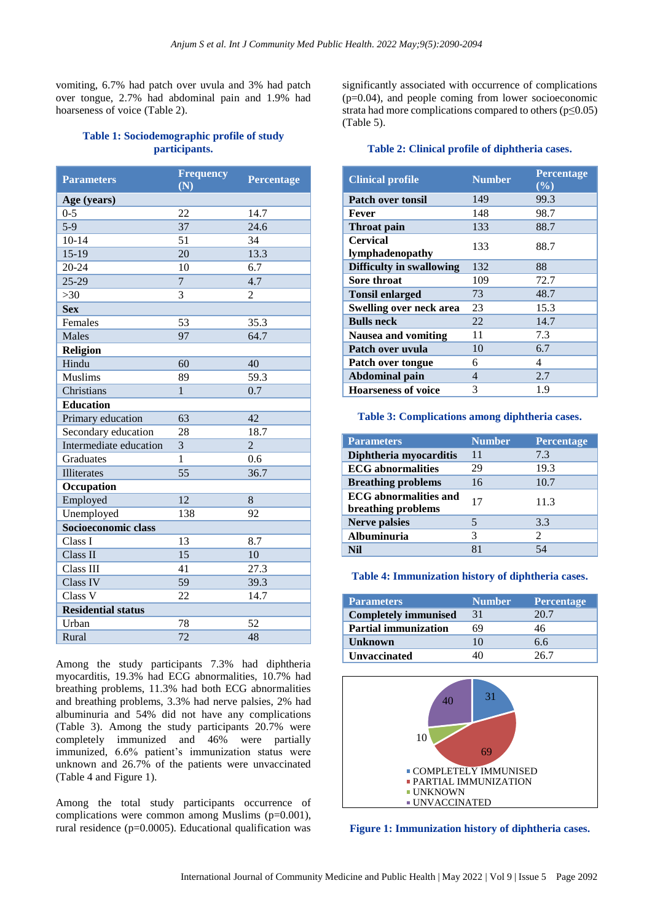vomiting, 6.7% had patch over uvula and 3% had patch over tongue, 2.7% had abdominal pain and 1.9% had hoarseness of voice (Table 2).

**Table 1: Sociodemographic profile of study participants.**

| Parameters | Frequency (N) | Percentage |
|---|---|---|
| **Age (years)** | | |
| 0-5 | 22 | 14.7 |
| 5-9 | 37 | 24.6 |
| 10-14 | 51 | 34 |
| 15-19 | 20 | 13.3 |
| 20-24 | 10 | 6.7 |
| 25-29 | 7 | 4.7 |
| >30 | 3 | 2 |
| **Sex** | | |
| Females | 53 | 35.3 |
| Males | 97 | 64.7 |
| **Religion** | | |
| Hindu | 60 | 40 |
| Muslims | 89 | 59.3 |
| Christians | 1 | 0.7 |
| **Education** | | |
| Primary education | 63 | 42 |
| Secondary education | 28 | 18.7 |
| Intermediate education | 3 | 2 |
| Graduates | 1 | 0.6 |
| Illiterates | 55 | 36.7 |
| **Occupation** | | |
| Employed | 12 | 8 |
| Unemployed | 138 | 92 |
| **Socioeconomic class** | | |
| Class I | 13 | 8.7 |
| Class II | 15 | 10 |
| Class III | 41 | 27.3 |
| Class IV | 59 | 39.3 |
| Class V | 22 | 14.7 |
| **Residential status** | | |
| Urban | 78 | 52 |
| Rural | 72 | 48 |

Among the study participants 7.3% had diphtheria myocarditis, 19.3% had ECG abnormalities, 10.7% had breathing problems, 11.3% had both ECG abnormalities and breathing problems, 3.3% had nerve palsies, 2% had albuminuria and 54% did not have any complications (Table 3). Among the study participants 20.7% were completely immunized and 46% were partially immunized, 6.6% patient's immunization status were unknown and 26.7% of the patients were unvaccinated (Table 4 and Figure 1).

Among the total study participants occurrence of complications were common among Muslims (p=0.001), rural residence (p=0.0005). Educational qualification was significantly associated with occurrence of complications (p=0.04), and people coming from lower socioeconomic strata had more complications compared to others (p≤0.05) (Table 5).

**Table 2: Clinical profile of diphtheria cases.**

| Clinical profile | Number | Percentage (%) |
|---|---|---|
| **Patch over tonsil** | 149 | 99.3 |
| **Fever** | 148 | 98.7 |
| **Throat pain** | 133 | 88.7 |
| **Cervical lymphadenopathy** | 133 | 88.7 |
| **Difficulty in swallowing** | 132 | 88 |
| **Sore throat** | 109 | 72.7 |
| **Tonsil enlarged** | 73 | 48.7 |
| **Swelling over neck area** | 23 | 15.3 |
| **Bulls neck** | 22 | 14.7 |
| **Nausea and vomiting** | 11 | 7.3 |
| **Patch over uvula** | 10 | 6.7 |
| **Patch over tongue** | 6 | 4 |
| **Abdominal pain** | 4 | 2.7 |
| **Hoarseness of voice** | 3 | 1.9 |

**Table 3: Complications among diphtheria cases.**

| Parameters | Number | Percentage |
|---|---|---|
| **Diphtheria myocarditis** | 11 | 7.3 |
| **ECG abnormalities** | 29 | 19.3 |
| **Breathing problems** | 16 | 10.7 |
| **ECG abnormalities and breathing problems** | 17 | 11.3 |
| **Nerve palsies** | 5 | 3.3 |
| **Albuminuria** | 3 | 2 |
| **Nil** | 81 | 54 |

**Table 4: Immunization history of diphtheria cases.**

| Parameters | Number | Percentage |
|---|---|---|
| **Completely immunised** | 31 | 20.7 |
| **Partial immunization** | 69 | 46 |
| **Unknown** | 10 | 6.6 |
| **Unvaccinated** | 40 | 26.7 |

**Figure 1: Immunization history of diphtheria cases.**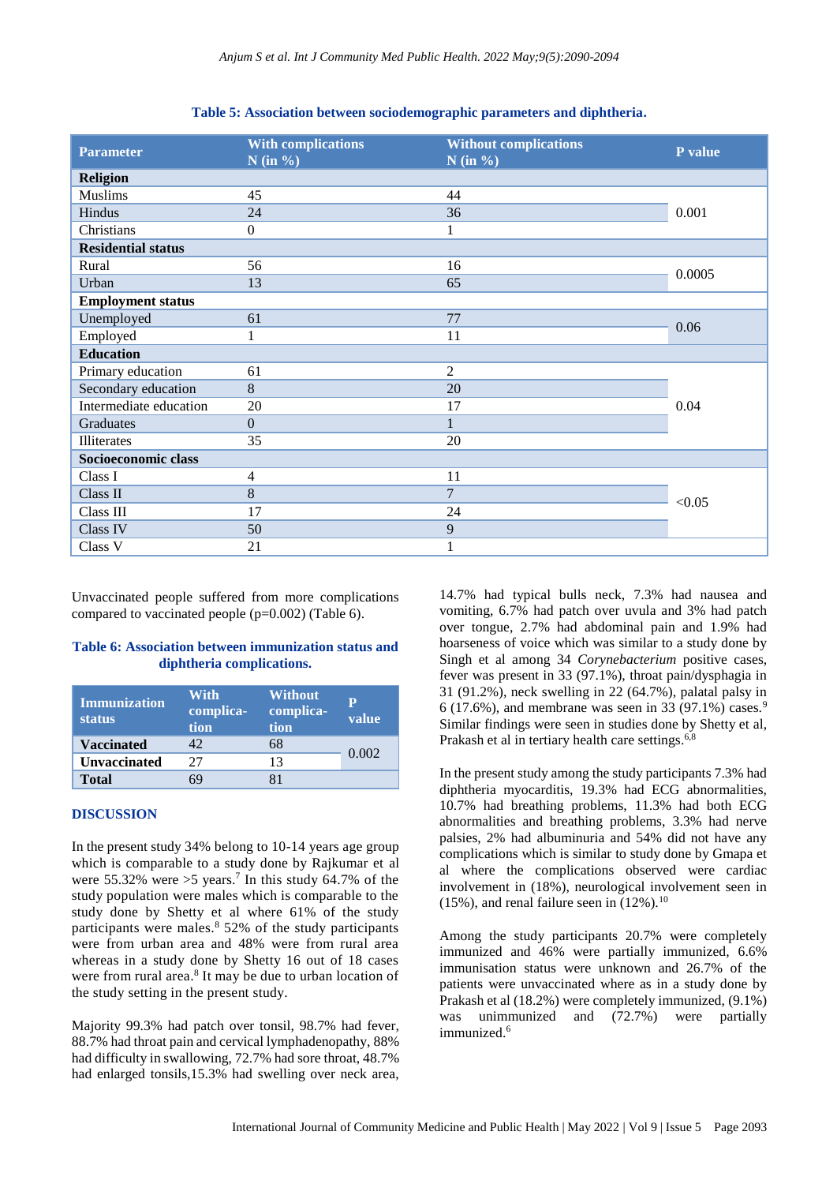**Table 5: Association between sociodemographic parameters and diphtheria.**

| Parameter | With complications N (in %) | Without complications N (in %) | P value |
|---|---|---|---|
| **Religion** | | | |
| Muslims | 45 | 44 | 0.001 |
| Hindus | 24 | 36 | |
| Christians | 0 | 1 | |
| **Residential status** | | | |
| Rural | 56 | 16 | 0.0005 |
| Urban | 13 | 65 | |
| **Employment status** | | | |
| Unemployed | 61 | 77 | 0.06 |
| Employed | 1 | 11 | |
| **Education** | | | |
| Primary education | 61 | 2 | 0.04 |
| Secondary education | 8 | 20 | |
| Intermediate education | 20 | 17 | |
| Graduates | 0 | 1 | |
| Illiterates | 35 | 20 | |
| **Socioeconomic class** | | | |
| Class I | 4 | 11 | <0.05 |
| Class II | 8 | 7 | |
| Class III | 17 | 24 | |
| Class IV | 50 | 9 | |
| Class V | 21 | 1 | |

Unvaccinated people suffered from more complications compared to vaccinated people (p=0.002) (Table 6).

**Table 6: Association between immunization status and diphtheria complications.**

| Immunization status | With complication | Without complication | P value |
|---|---|---|---|
| **Vaccinated** | 42 | 68 | 0.002 |
| **Unvaccinated** | 27 | 13 | |
| **Total** | 69 | 81 | |

## DISCUSSION

In the present study 34% belong to 10-14 years age group which is comparable to a study done by Rajkumar et al were 55.32% were >5 years.[7] In this study 64.7% of the study population were males which is comparable to the study done by Shetty et al where 61% of the study participants were males.[8] 52% of the study participants were from urban area and 48% were from rural area whereas in a study done by Shetty 16 out of 18 cases were from rural area.[8] It may be due to urban location of the study setting in the present study.

Majority 99.3% had patch over tonsil, 98.7% had fever, 88.7% had throat pain and cervical lymphadenopathy, 88% had difficulty in swallowing, 72.7% had sore throat, 48.7% had enlarged tonsils,15.3% had swelling over neck area, 14.7% had typical bulls neck, 7.3% had nausea and vomiting, 6.7% had patch over uvula and 3% had patch over tongue, 2.7% had abdominal pain and 1.9% had hoarseness of voice which was similar to a study done by Singh et al among 34 *Corynebacterium* positive cases, fever was present in 33 (97.1%), throat pain/dysphagia in 31 (91.2%), neck swelling in 22 (64.7%), palatal palsy in 6 (17.6%), and membrane was seen in 33 (97.1%) cases.[9] Similar findings were seen in studies done by Shetty et al, Prakash et al in tertiary health care settings.[6,8]

In the present study among the study participants 7.3% had diphtheria myocarditis, 19.3% had ECG abnormalities, 10.7% had breathing problems, 11.3% had both ECG abnormalities and breathing problems, 3.3% had nerve palsies, 2% had albuminuria and 54% did not have any complications which is similar to study done by Gmapa et al where the complications observed were cardiac involvement in (18%), neurological involvement seen in (15%), and renal failure seen in (12%).[10]

Among the study participants 20.7% were completely immunized and 46% were partially immunized, 6.6% immunisation status were unknown and 26.7% of the patients were unvaccinated where as in a study done by Prakash et al (18.2%) were completely immunized, (9.1%) was unimmunized and (72.7%) were partially immunized.[6]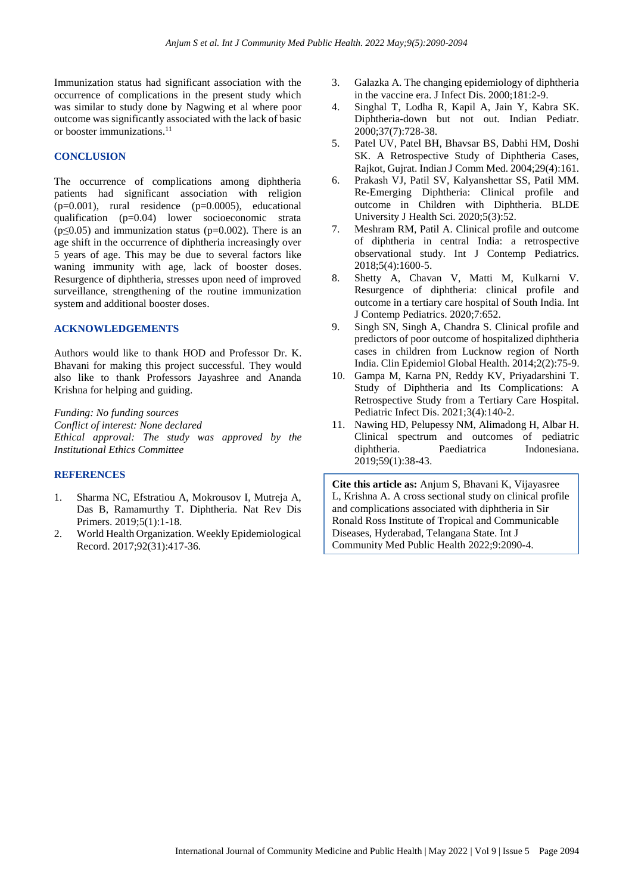Immunization status had significant association with the occurrence of complications in the present study which was similar to study done by Nagwing et al where poor outcome was significantly associated with the lack of basic or booster immunizations.[11]

## CONCLUSION

The occurrence of complications among diphtheria patients had significant association with religion (p=0.001), rural residence (p=0.0005), educational qualification (p=0.04) lower socioeconomic strata ($p \leq 0.05$) and immunization status (p=0.002). There is an age shift in the occurrence of diphtheria increasingly over 5 years of age. This may be due to several factors like waning immunity with age, lack of booster doses. Resurgence of diphtheria, stresses upon need of improved surveillance, strengthening of the routine immunization system and additional booster doses.

## ACKNOWLEDGEMENTS

Authors would like to thank HOD and Professor Dr. K. Bhavani for making this project successful. They would also like to thank Professors Jayashree and Ananda Krishna for helping and guiding.

*Funding: No funding sources*
*Conflict of interest: None declared*
*Ethical approval: The study was approved by the Institutional Ethics Committee*

## REFERENCES

1. Sharma NC, Efstratiou A, Mokrousov I, Mutreja A, Das B, Ramamurthy T. Diphtheria. Nat Rev Dis Primers. 2019;5(1):1-18.
2. World Health Organization. Weekly Epidemiological Record. 2017;92(31):417-36.
3. Galazka A. The changing epidemiology of diphtheria in the vaccine era. J Infect Dis. 2000;181:2-9.
4. Singhal T, Lodha R, Kapil A, Jain Y, Kabra SK. Diphtheria-down but not out. Indian Pediatr. 2000;37(7):728-38.
5. Patel UV, Patel BH, Bhavsar BS, Dabhi HM, Doshi SK. A Retrospective Study of Diphtheria Cases, Rajkot, Gujrat. Indian J Comm Med. 2004;29(4):161.
6. Prakash VJ, Patil SV, Kalyanshettar SS, Patil MM. Re-Emerging Diphtheria: Clinical profile and outcome in Children with Diphtheria. BLDE University J Health Sci. 2020;5(3):52.
7. Meshram RM, Patil A. Clinical profile and outcome of diphtheria in central India: a retrospective observational study. Int J Contemp Pediatrics. 2018;5(4):1600-5.
8. Shetty A, Chavan V, Matti M, Kulkarni V. Resurgence of diphtheria: clinical profile and outcome in a tertiary care hospital of South India. Int J Contemp Pediatrics. 2020;7:652.
9. Singh SN, Singh A, Chandra S. Clinical profile and predictors of poor outcome of hospitalized diphtheria cases in children from Lucknow region of North India. Clin Epidemiol Global Health. 2014;2(2):75-9.
10. Gampa M, Karna PN, Reddy KV, Priyadarshini T. Study of Diphtheria and Its Complications: A Retrospective Study from a Tertiary Care Hospital. Pediatric Infect Dis. 2021;3(4):140-2.
11. Nawing HD, Pelupessy NM, Alimadong H, Albar H. Clinical spectrum and outcomes of pediatric diphtheria. Paediatrica Indonesiana. 2019;59(1):38-43.

**Cite this article as:** Anjum S, Bhavani K, Vijayasree L, Krishna A. A cross sectional study on clinical profile and complications associated with diphtheria in Sir Ronald Ross Institute of Tropical and Communicable Diseases, Hyderabad, Telangana State. Int J Community Med Public Health 2022;9:2090-4.